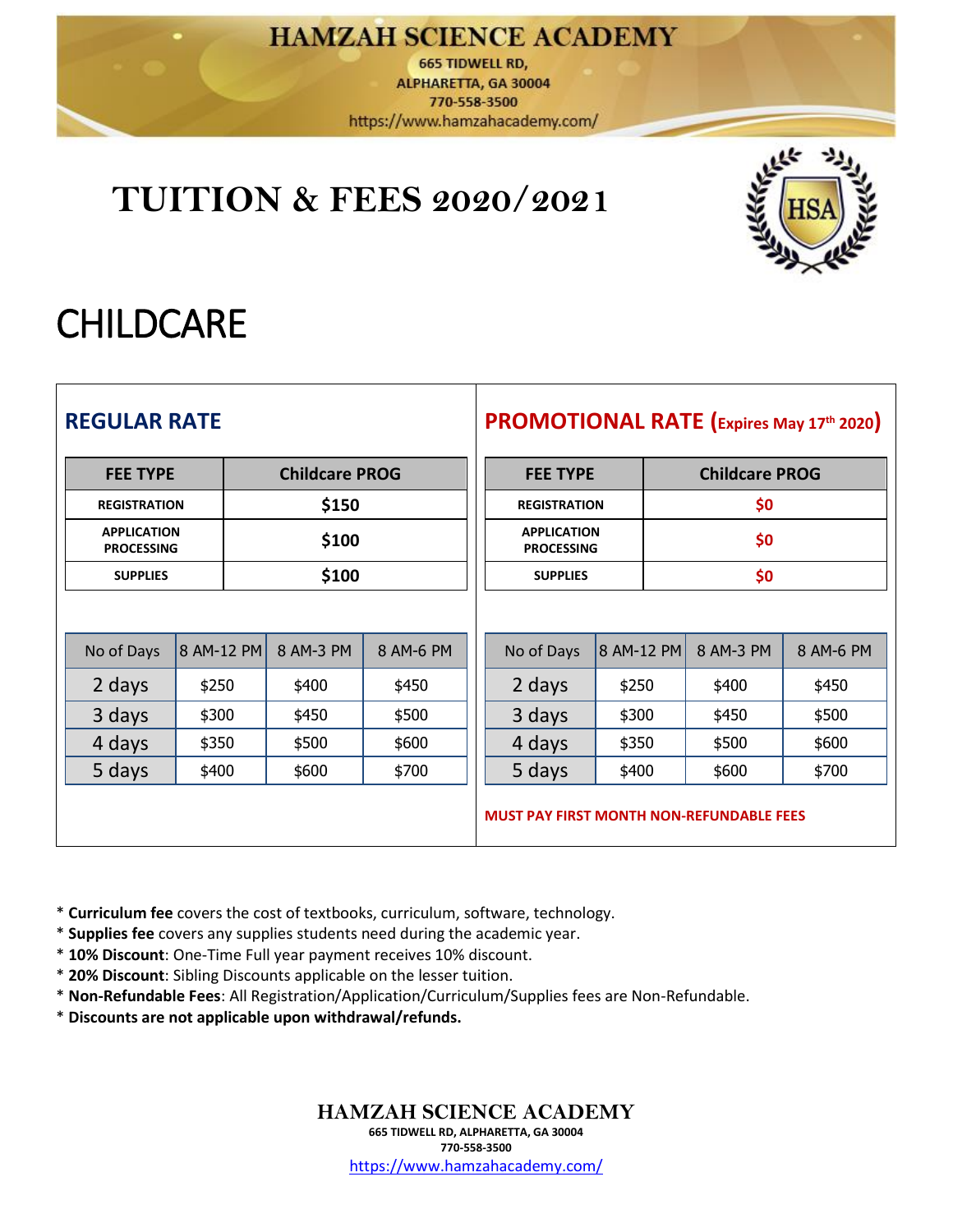# HAMZAH SCIENCE ACADEMY

665 TIDWELL RD,
ALPHARETTA, GA 30004
770-558-3500
https://www.hamzahacademy.com/

# TUITION & FEES 2020/2021

# CHILDCARE

## REGULAR RATE

| FEE TYPE | Childcare PROG |
|---|---|
| REGISTRATION | $150 |
| APPLICATION PROCESSING | $100 |
| SUPPLIES | $100 |

| No of Days | 8 AM-12 PM | 8 AM-3 PM | 8 AM-6 PM |
|---|---|---|---|
| 2 days | $250 | $400 | $450 |
| 3 days | $300 | $450 | $500 |
| 4 days | $350 | $500 | $600 |
| 5 days | $400 | $600 | $700 |

## PROMOTIONAL RATE (Expires May 17th 2020)

| FEE TYPE | Childcare PROG |
|---|---|
| REGISTRATION | $0 |
| APPLICATION PROCESSING | $0 |
| SUPPLIES | $0 |

| No of Days | 8 AM-12 PM | 8 AM-3 PM | 8 AM-6 PM |
|---|---|---|---|
| 2 days | $250 | $400 | $450 |
| 3 days | $300 | $450 | $500 |
| 4 days | $350 | $500 | $600 |
| 5 days | $400 | $600 | $700 |

**MUST PAY FIRST MONTH NON-REFUNDABLE FEES**

* **Curriculum fee** covers the cost of textbooks, curriculum, software, technology.
* **Supplies fee** covers any supplies students need during the academic year.
* **10% Discount**: One-Time Full year payment receives 10% discount.
* **20% Discount**: Sibling Discounts applicable on the lesser tuition.
* **Non-Refundable Fees**: All Registration/Application/Curriculum/Supplies fees are Non-Refundable.
* **Discounts are not applicable upon withdrawal/refunds.**

**HAMZAH SCIENCE ACADEMY**
665 TIDWELL RD, ALPHARETTA, GA 30004
770-558-3500
https://www.hamzahacademy.com/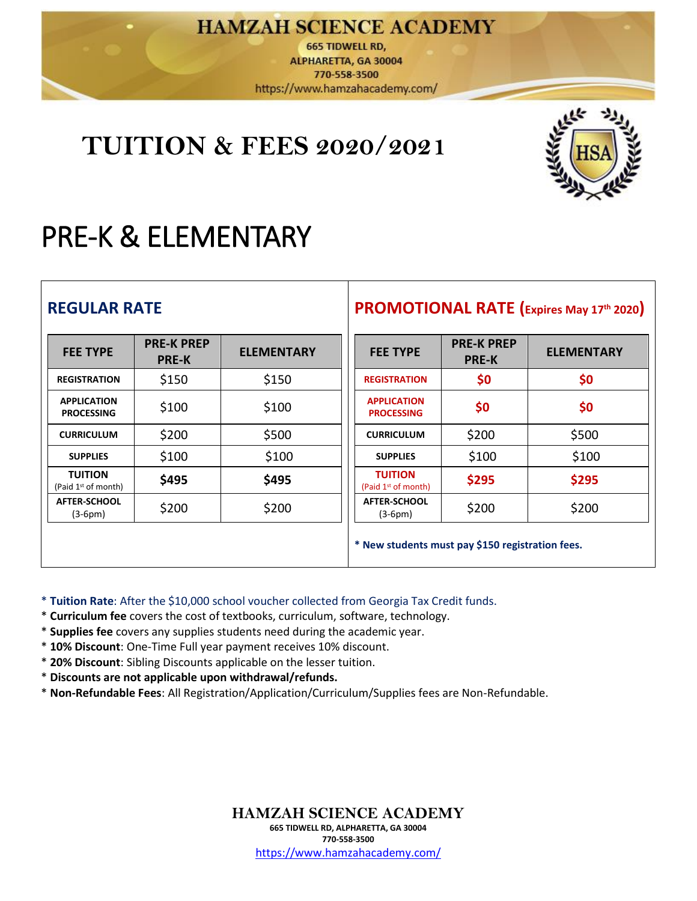# HAMZAH SCIENCE ACADEMY

665 TIDWELL RD,
ALPHARETTA, GA 30004
770-558-3500
https://www.hamzahacademy.com/

## TUITION & FEES 2020/2021

# PRE-K & ELEMENTARY

### REGULAR RATE

| FEE TYPE | PRE-K PREP PRE-K | ELEMENTARY |
|---|---|---|
| REGISTRATION | $150 | $150 |
| APPLICATION PROCESSING | $100 | $100 |
| CURRICULUM | $200 | $500 |
| SUPPLIES | $100 | $100 |
| TUITION (Paid 1st of month) | **$495** | **$495** |
| AFTER-SCHOOL (3-6pm) | $200 | $200 |

### PROMOTIONAL RATE (Expires May 17th 2020)

| FEE TYPE | PRE-K PREP PRE-K | ELEMENTARY |
|---|---|---|
| REGISTRATION | **$0** | **$0** |
| APPLICATION PROCESSING | **$0** | **$0** |
| CURRICULUM | $200 | $500 |
| SUPPLIES | $100 | $100 |
| TUITION (Paid 1st of month) | **$295** | **$295** |
| AFTER-SCHOOL (3-6pm) | $200 | $200 |

**\* New students must pay $150 registration fees.**

\* **Tuition Rate**: After the $10,000 school voucher collected from Georgia Tax Credit funds.
\* **Curriculum fee** covers the cost of textbooks, curriculum, software, technology.
\* **Supplies fee** covers any supplies students need during the academic year.
\* **10% Discount**: One-Time Full year payment receives 10% discount.
\* **20% Discount**: Sibling Discounts applicable on the lesser tuition.
\* **Discounts are not applicable upon withdrawal/refunds.**
\* **Non-Refundable Fees**: All Registration/Application/Curriculum/Supplies fees are Non-Refundable.

**HAMZAH SCIENCE ACADEMY**
665 TIDWELL RD, ALPHARETTA, GA 30004
770-558-3500
https://www.hamzahacademy.com/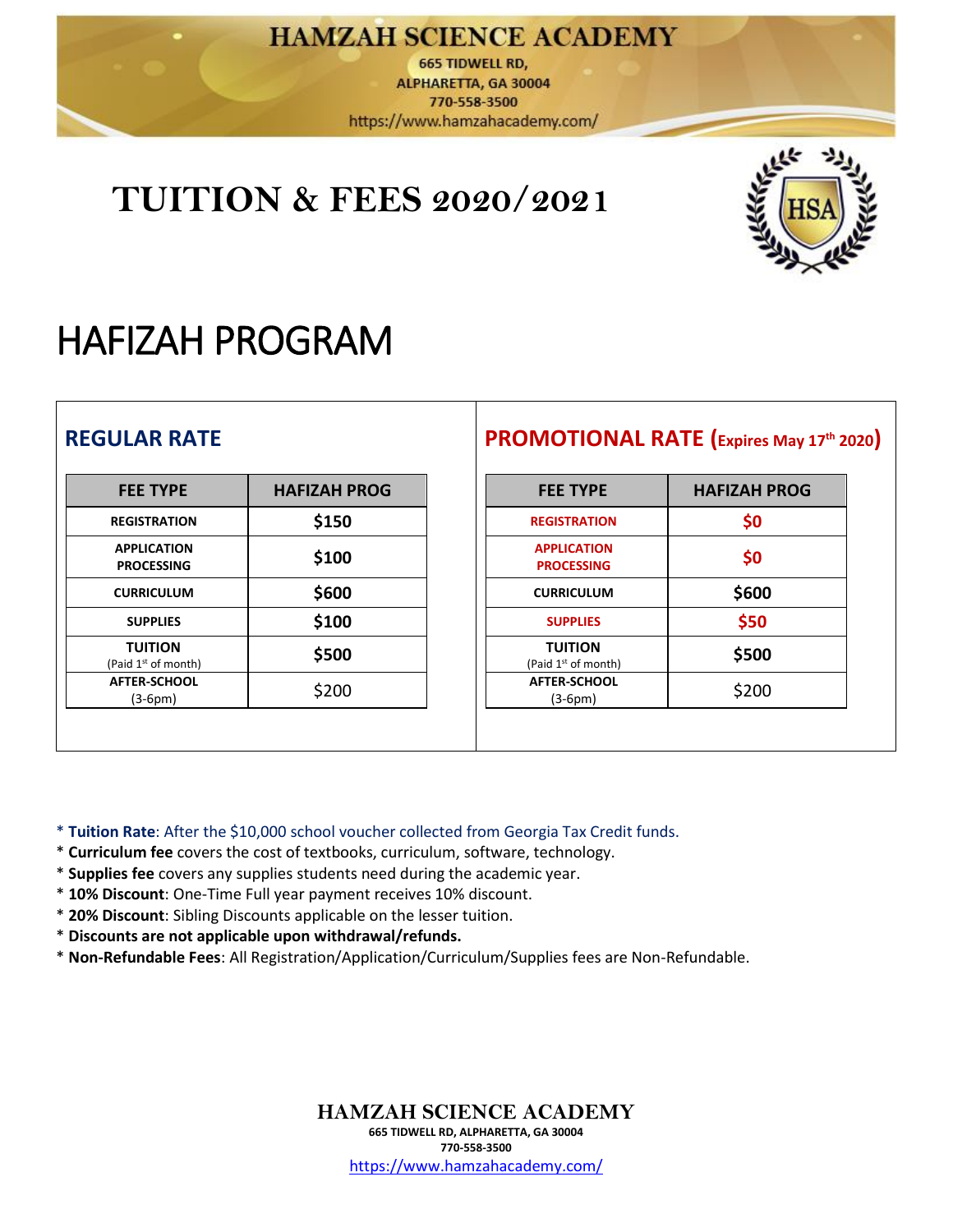# HAMZAH SCIENCE ACADEMY

665 TIDWELL RD,
ALPHARETTA, GA 30004
770-558-3500
https://www.hamzahacademy.com/

# TUITION & FEES 2020/2021

# HAFIZAH PROGRAM

## REGULAR RATE

| FEE TYPE | HAFIZAH PROG |
|---|---|
| REGISTRATION | $150 |
| APPLICATION PROCESSING | $100 |
| CURRICULUM | $600 |
| SUPPLIES | $100 |
| TUITION (Paid 1st of month) | $500 |
| AFTER-SCHOOL (3-6pm) | $200 |

## PROMOTIONAL RATE (Expires May 17th 2020)

| FEE TYPE | HAFIZAH PROG |
|---|---|
| REGISTRATION | $0 |
| APPLICATION PROCESSING | $0 |
| CURRICULUM | $600 |
| SUPPLIES | $50 |
| TUITION (Paid 1st of month) | $500 |
| AFTER-SCHOOL (3-6pm) | $200 |

* **Tuition Rate**: After the $10,000 school voucher collected from Georgia Tax Credit funds.
* **Curriculum fee** covers the cost of textbooks, curriculum, software, technology.
* **Supplies fee** covers any supplies students need during the academic year.
* **10% Discount**: One-Time Full year payment receives 10% discount.
* **20% Discount**: Sibling Discounts applicable on the lesser tuition.
* **Discounts are not applicable upon withdrawal/refunds.**
* **Non-Refundable Fees**: All Registration/Application/Curriculum/Supplies fees are Non-Refundable.

**HAMZAH SCIENCE ACADEMY**
665 TIDWELL RD, ALPHARETTA, GA 30004
770-558-3500
https://www.hamzahacademy.com/